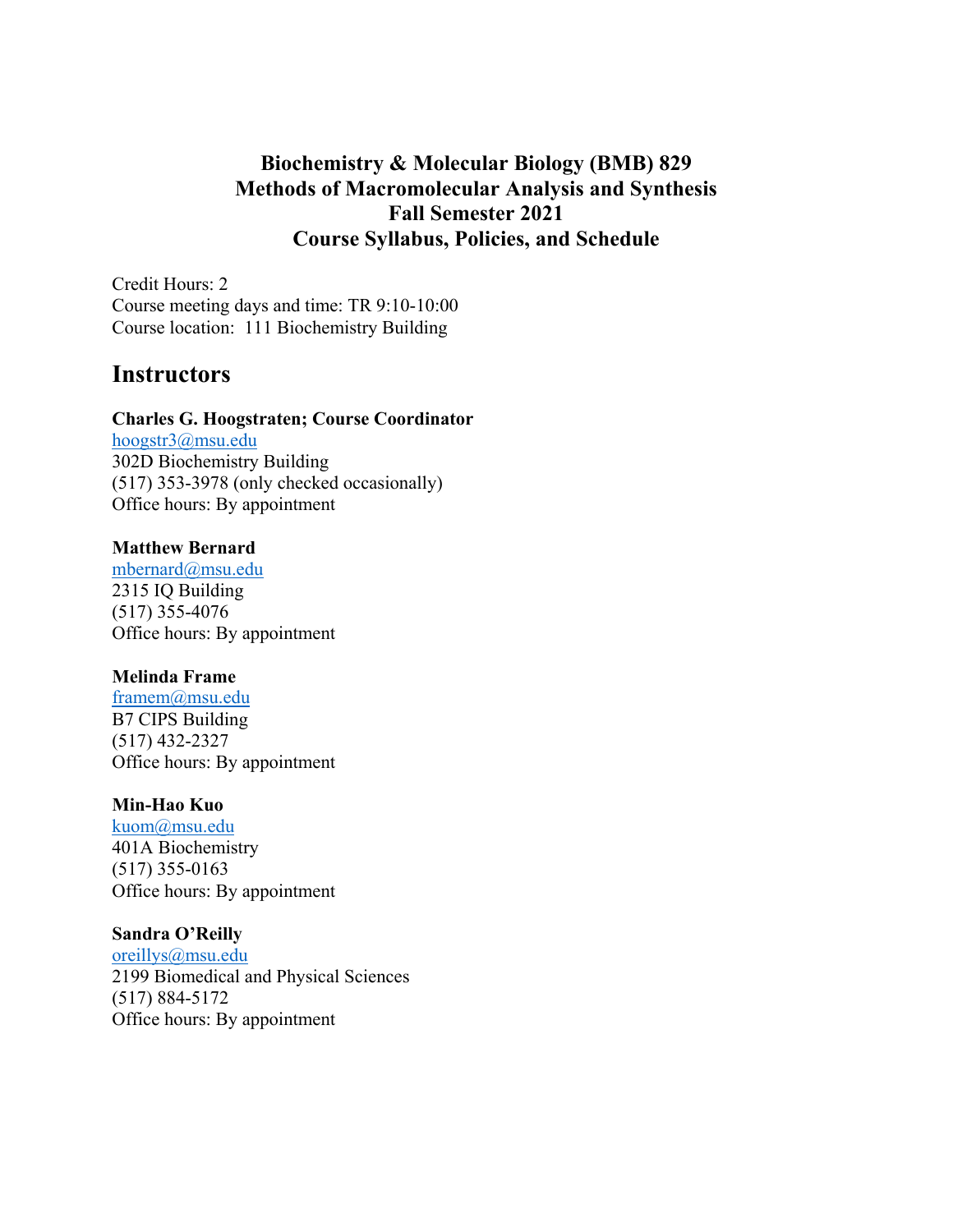# Biochemistry & Molecular Biology (BMB) 829
# Methods of Macromolecular Analysis and Synthesis
# Fall Semester 2021
# Course Syllabus, Policies, and Schedule

Credit Hours: 2
Course meeting days and time: TR 9:10-10:00
Course location: 111 Biochemistry Building

## Instructors

**Charles G. Hoogstraten; Course Coordinator**
hoogstr3@msu.edu
302D Biochemistry Building
(517) 353-3978 (only checked occasionally)
Office hours: By appointment

**Matthew Bernard**
mbernard@msu.edu
2315 IQ Building
(517) 355-4076
Office hours: By appointment

**Melinda Frame**
framem@msu.edu
B7 CIPS Building
(517) 432-2327
Office hours: By appointment

**Min-Hao Kuo**
kuom@msu.edu
401A Biochemistry
(517) 355-0163
Office hours: By appointment

**Sandra O'Reilly**
oreillys@msu.edu
2199 Biomedical and Physical Sciences
(517) 884-5172
Office hours: By appointment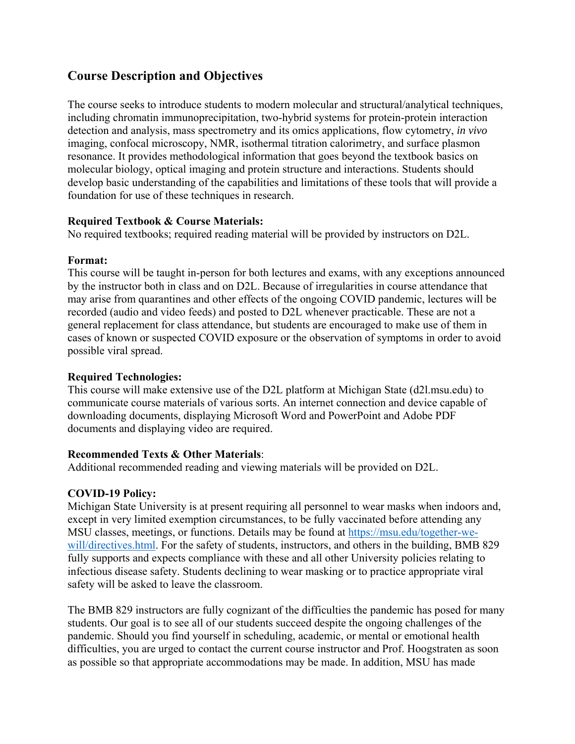## Course Description and Objectives

The course seeks to introduce students to modern molecular and structural/analytical techniques, including chromatin immunoprecipitation, two-hybrid systems for protein-protein interaction detection and analysis, mass spectrometry and its omics applications, flow cytometry, *in vivo* imaging, confocal microscopy, NMR, isothermal titration calorimetry, and surface plasmon resonance. It provides methodological information that goes beyond the textbook basics on molecular biology, optical imaging and protein structure and interactions. Students should develop basic understanding of the capabilities and limitations of these tools that will provide a foundation for use of these techniques in research.

**Required Textbook & Course Materials:**
No required textbooks; required reading material will be provided by instructors on D2L.

**Format:**
This course will be taught in-person for both lectures and exams, with any exceptions announced by the instructor both in class and on D2L. Because of irregularities in course attendance that may arise from quarantines and other effects of the ongoing COVID pandemic, lectures will be recorded (audio and video feeds) and posted to D2L whenever practicable. These are not a general replacement for class attendance, but students are encouraged to make use of them in cases of known or suspected COVID exposure or the observation of symptoms in order to avoid possible viral spread.

**Required Technologies:**
This course will make extensive use of the D2L platform at Michigan State (d2l.msu.edu) to communicate course materials of various sorts. An internet connection and device capable of downloading documents, displaying Microsoft Word and PowerPoint and Adobe PDF documents and displaying video are required.

**Recommended Texts & Other Materials**:
Additional recommended reading and viewing materials will be provided on D2L.

**COVID-19 Policy:**
Michigan State University is at present requiring all personnel to wear masks when indoors and, except in very limited exemption circumstances, to be fully vaccinated before attending any MSU classes, meetings, or functions. Details may be found at [https://msu.edu/together-we-will/directives.html](https://msu.edu/together-we-will/directives.html). For the safety of students, instructors, and others in the building, BMB 829 fully supports and expects compliance with these and all other University policies relating to infectious disease safety. Students declining to wear masking or to practice appropriate viral safety will be asked to leave the classroom.

The BMB 829 instructors are fully cognizant of the difficulties the pandemic has posed for many students. Our goal is to see all of our students succeed despite the ongoing challenges of the pandemic. Should you find yourself in scheduling, academic, or mental or emotional health difficulties, you are urged to contact the current course instructor and Prof. Hoogstraten as soon as possible so that appropriate accommodations may be made. In addition, MSU has made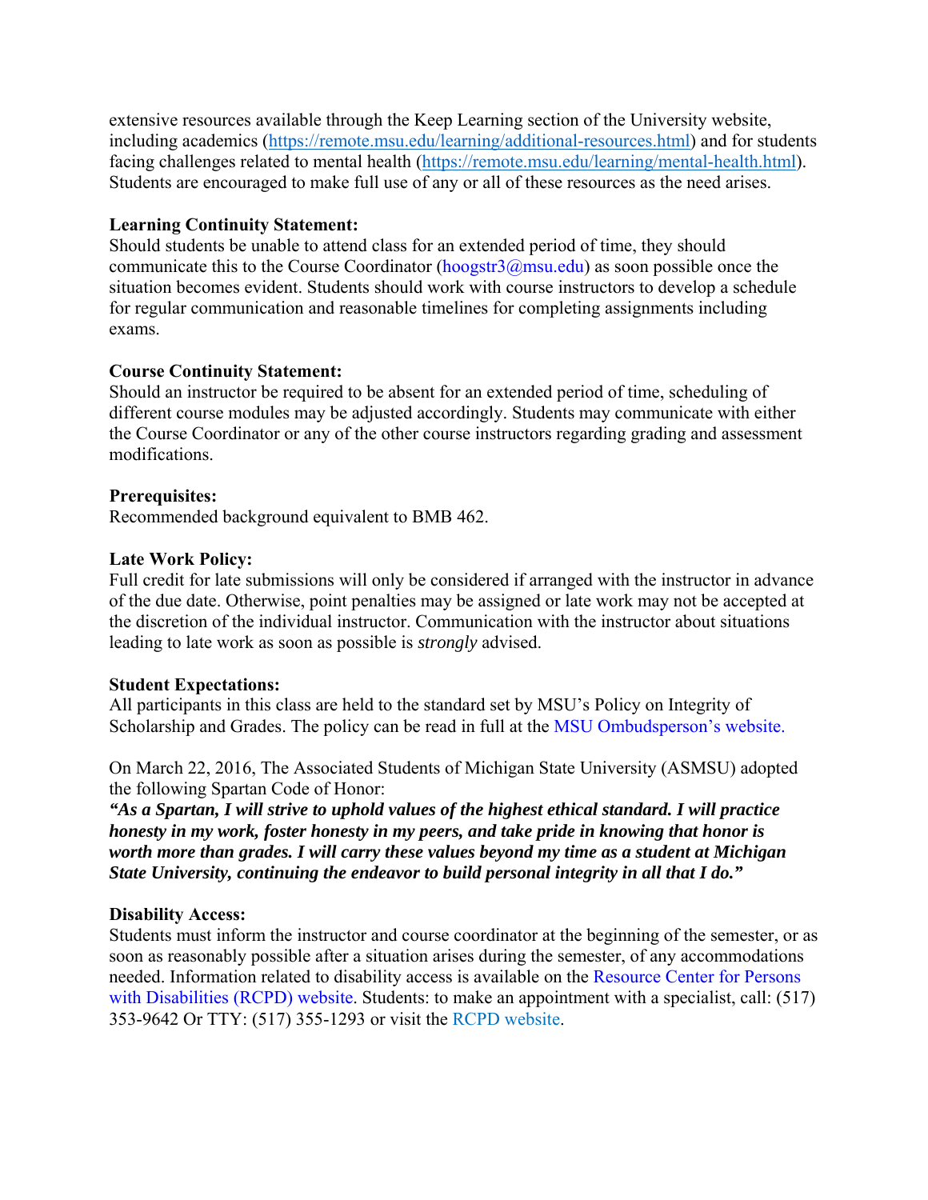extensive resources available through the Keep Learning section of the University website, including academics (https://remote.msu.edu/learning/additional-resources.html) and for students facing challenges related to mental health (https://remote.msu.edu/learning/mental-health.html). Students are encouraged to make full use of any or all of these resources as the need arises.

**Learning Continuity Statement:**
Should students be unable to attend class for an extended period of time, they should communicate this to the Course Coordinator (hoogstr3@msu.edu) as soon possible once the situation becomes evident. Students should work with course instructors to develop a schedule for regular communication and reasonable timelines for completing assignments including exams.

**Course Continuity Statement:**
Should an instructor be required to be absent for an extended period of time, scheduling of different course modules may be adjusted accordingly. Students may communicate with either the Course Coordinator or any of the other course instructors regarding grading and assessment modifications.

**Prerequisites:**
Recommended background equivalent to BMB 462.

**Late Work Policy:**
Full credit for late submissions will only be considered if arranged with the instructor in advance of the due date. Otherwise, point penalties may be assigned or late work may not be accepted at the discretion of the individual instructor. Communication with the instructor about situations leading to late work as soon as possible is *strongly* advised.

**Student Expectations:**
All participants in this class are held to the standard set by MSU's Policy on Integrity of Scholarship and Grades. The policy can be read in full at the MSU Ombudsperson's website.

On March 22, 2016, The Associated Students of Michigan State University (ASMSU) adopted the following Spartan Code of Honor:
***"As a Spartan, I will strive to uphold values of the highest ethical standard. I will practice honesty in my work, foster honesty in my peers, and take pride in knowing that honor is worth more than grades. I will carry these values beyond my time as a student at Michigan State University, continuing the endeavor to build personal integrity in all that I do."***

**Disability Access:**
Students must inform the instructor and course coordinator at the beginning of the semester, or as soon as reasonably possible after a situation arises during the semester, of any accommodations needed. Information related to disability access is available on the Resource Center for Persons with Disabilities (RCPD) website. Students: to make an appointment with a specialist, call: (517) 353-9642 Or TTY: (517) 355-1293 or visit the RCPD website.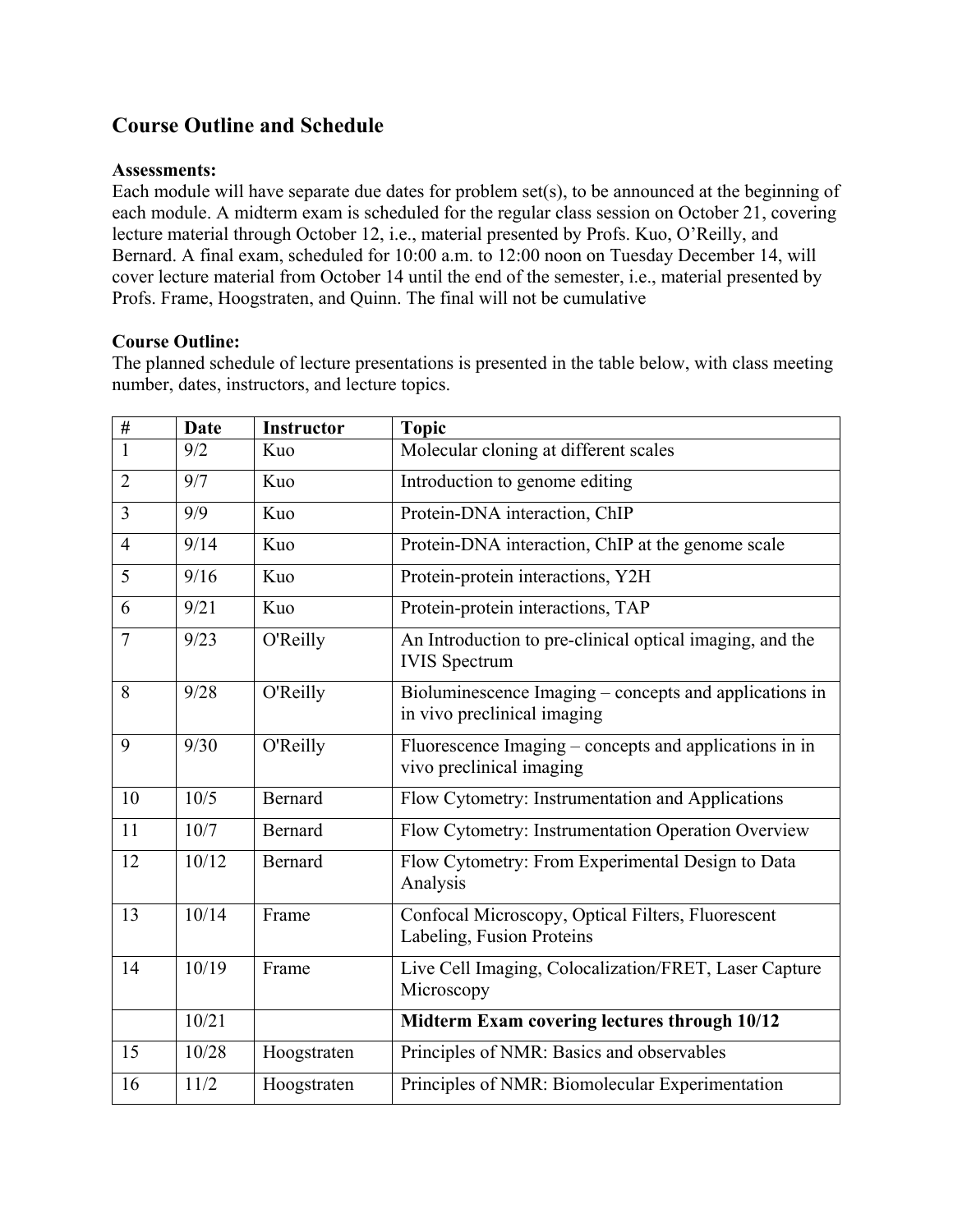## Course Outline and Schedule

**Assessments:**
Each module will have separate due dates for problem set(s), to be announced at the beginning of each module. A midterm exam is scheduled for the regular class session on October 21, covering lecture material through October 12, i.e., material presented by Profs. Kuo, O'Reilly, and Bernard. A final exam, scheduled for 10:00 a.m. to 12:00 noon on Tuesday December 14, will cover lecture material from October 14 until the end of the semester, i.e., material presented by Profs. Frame, Hoogstraten, and Quinn. The final will not be cumulative

**Course Outline:**
The planned schedule of lecture presentations is presented in the table below, with class meeting number, dates, instructors, and lecture topics.

| # | Date | Instructor | Topic |
|---|---|---|---|
| 1 | 9/2 | Kuo | Molecular cloning at different scales |
| 2 | 9/7 | Kuo | Introduction to genome editing |
| 3 | 9/9 | Kuo | Protein-DNA interaction, ChIP |
| 4 | 9/14 | Kuo | Protein-DNA interaction, ChIP at the genome scale |
| 5 | 9/16 | Kuo | Protein-protein interactions, Y2H |
| 6 | 9/21 | Kuo | Protein-protein interactions, TAP |
| 7 | 9/23 | O'Reilly | An Introduction to pre-clinical optical imaging, and the IVIS Spectrum |
| 8 | 9/28 | O'Reilly | Bioluminescence Imaging – concepts and applications in in vivo preclinical imaging |
| 9 | 9/30 | O'Reilly | Fluorescence Imaging – concepts and applications in in vivo preclinical imaging |
| 10 | 10/5 | Bernard | Flow Cytometry: Instrumentation and Applications |
| 11 | 10/7 | Bernard | Flow Cytometry: Instrumentation Operation Overview |
| 12 | 10/12 | Bernard | Flow Cytometry: From Experimental Design to Data Analysis |
| 13 | 10/14 | Frame | Confocal Microscopy, Optical Filters, Fluorescent Labeling, Fusion Proteins |
| 14 | 10/19 | Frame | Live Cell Imaging, Colocalization/FRET, Laser Capture Microscopy |
| | 10/21 | | **Midterm Exam covering lectures through 10/12** |
| 15 | 10/28 | Hoogstraten | Principles of NMR: Basics and observables |
| 16 | 11/2 | Hoogstraten | Principles of NMR: Biomolecular Experimentation |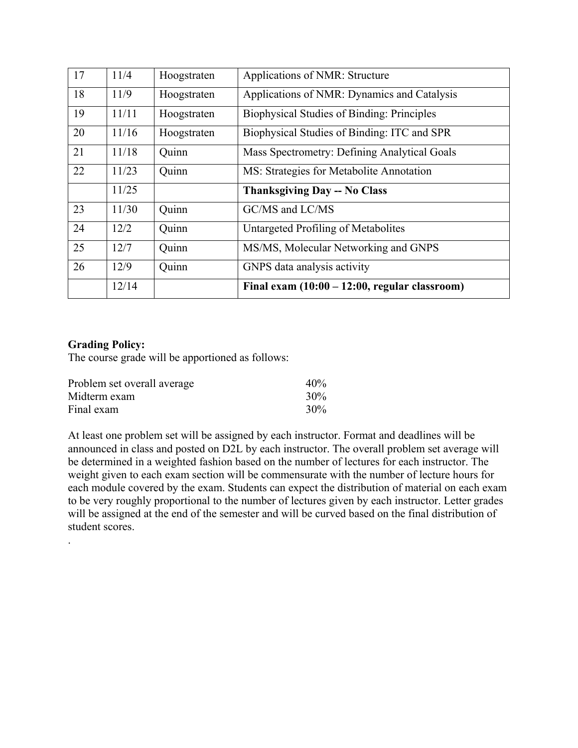| | | | |
|---|---|---|---|
| 17 | 11/4 | Hoogstraten | Applications of NMR: Structure |
| 18 | 11/9 | Hoogstraten | Applications of NMR: Dynamics and Catalysis |
| 19 | 11/11 | Hoogstraten | Biophysical Studies of Binding: Principles |
| 20 | 11/16 | Hoogstraten | Biophysical Studies of Binding: ITC and SPR |
| 21 | 11/18 | Quinn | Mass Spectrometry: Defining Analytical Goals |
| 22 | 11/23 | Quinn | MS: Strategies for Metabolite Annotation |
| | 11/25 | | **Thanksgiving Day -- No Class** |
| 23 | 11/30 | Quinn | GC/MS and LC/MS |
| 24 | 12/2 | Quinn | Untargeted Profiling of Metabolites |
| 25 | 12/7 | Quinn | MS/MS, Molecular Networking and GNPS |
| 26 | 12/9 | Quinn | GNPS data analysis activity |
| | 12/14 | | **Final exam (10:00 – 12:00, regular classroom)** |

**Grading Policy:**
The course grade will be apportioned as follows:

| | |
|---|---|
| Problem set overall average | 40% |
| Midterm exam | 30% |
| Final exam | 30% |

At least one problem set will be assigned by each instructor. Format and deadlines will be announced in class and posted on D2L by each instructor. The overall problem set average will be determined in a weighted fashion based on the number of lectures for each instructor. The weight given to each exam section will be commensurate with the number of lecture hours for each module covered by the exam. Students can expect the distribution of material on each exam to be very roughly proportional to the number of lectures given by each instructor. Letter grades will be assigned at the end of the semester and will be curved based on the final distribution of student scores.

.